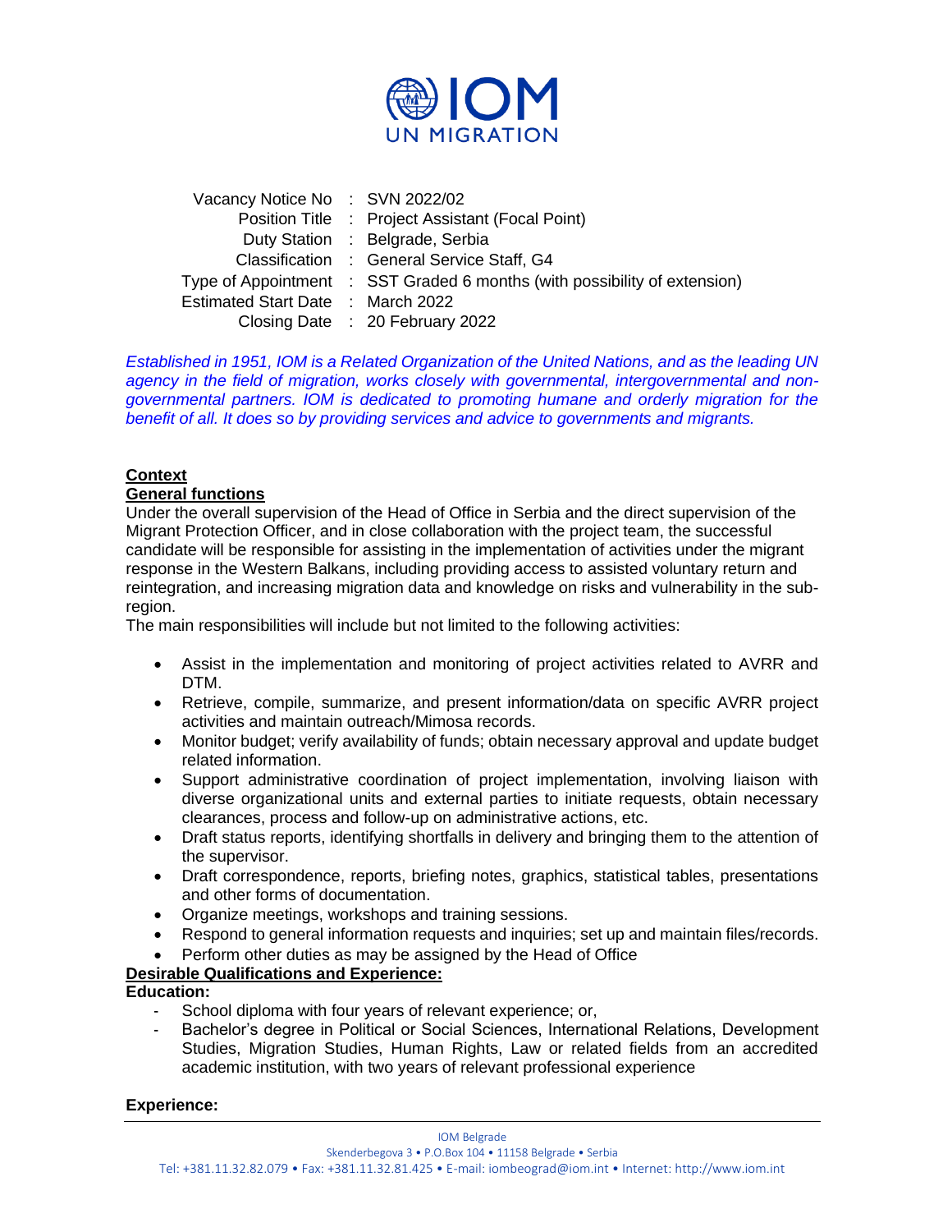IOM UN MIGRATION

| | | |
|---|---|---|
| Vacancy Notice No | : | SVN 2022/02 |
| Position Title | : | Project Assistant (Focal Point) |
| Duty Station | : | Belgrade, Serbia |
| Classification | : | General Service Staff, G4 |
| Type of Appointment | : | SST Graded 6 months (with possibility of extension) |
| Estimated Start Date | : | March 2022 |
| Closing Date | : | 20 February 2022 |

*Established in 1951, IOM is a Related Organization of the United Nations, and as the leading UN agency in the field of migration, works closely with governmental, intergovernmental and non-governmental partners. IOM is dedicated to promoting humane and orderly migration for the benefit of all. It does so by providing services and advice to governments and migrants.*

**Context**

**General functions**

Under the overall supervision of the Head of Office in Serbia and the direct supervision of the Migrant Protection Officer, and in close collaboration with the project team, the successful candidate will be responsible for assisting in the implementation of activities under the migrant response in the Western Balkans, including providing access to assisted voluntary return and reintegration, and increasing migration data and knowledge on risks and vulnerability in the sub-region.

The main responsibilities will include but not limited to the following activities:

- Assist in the implementation and monitoring of project activities related to AVRR and DTM.
- Retrieve, compile, summarize, and present information/data on specific AVRR project activities and maintain outreach/Mimosa records.
- Monitor budget; verify availability of funds; obtain necessary approval and update budget related information.
- Support administrative coordination of project implementation, involving liaison with diverse organizational units and external parties to initiate requests, obtain necessary clearances, process and follow-up on administrative actions, etc.
- Draft status reports, identifying shortfalls in delivery and bringing them to the attention of the supervisor.
- Draft correspondence, reports, briefing notes, graphics, statistical tables, presentations and other forms of documentation.
- Organize meetings, workshops and training sessions.
- Respond to general information requests and inquiries; set up and maintain files/records.
- Perform other duties as may be assigned by the Head of Office

**Desirable Qualifications and Experience:**

**Education:**

- School diploma with four years of relevant experience; or,
- Bachelor's degree in Political or Social Sciences, International Relations, Development Studies, Migration Studies, Human Rights, Law or related fields from an accredited academic institution, with two years of relevant professional experience

**Experience:**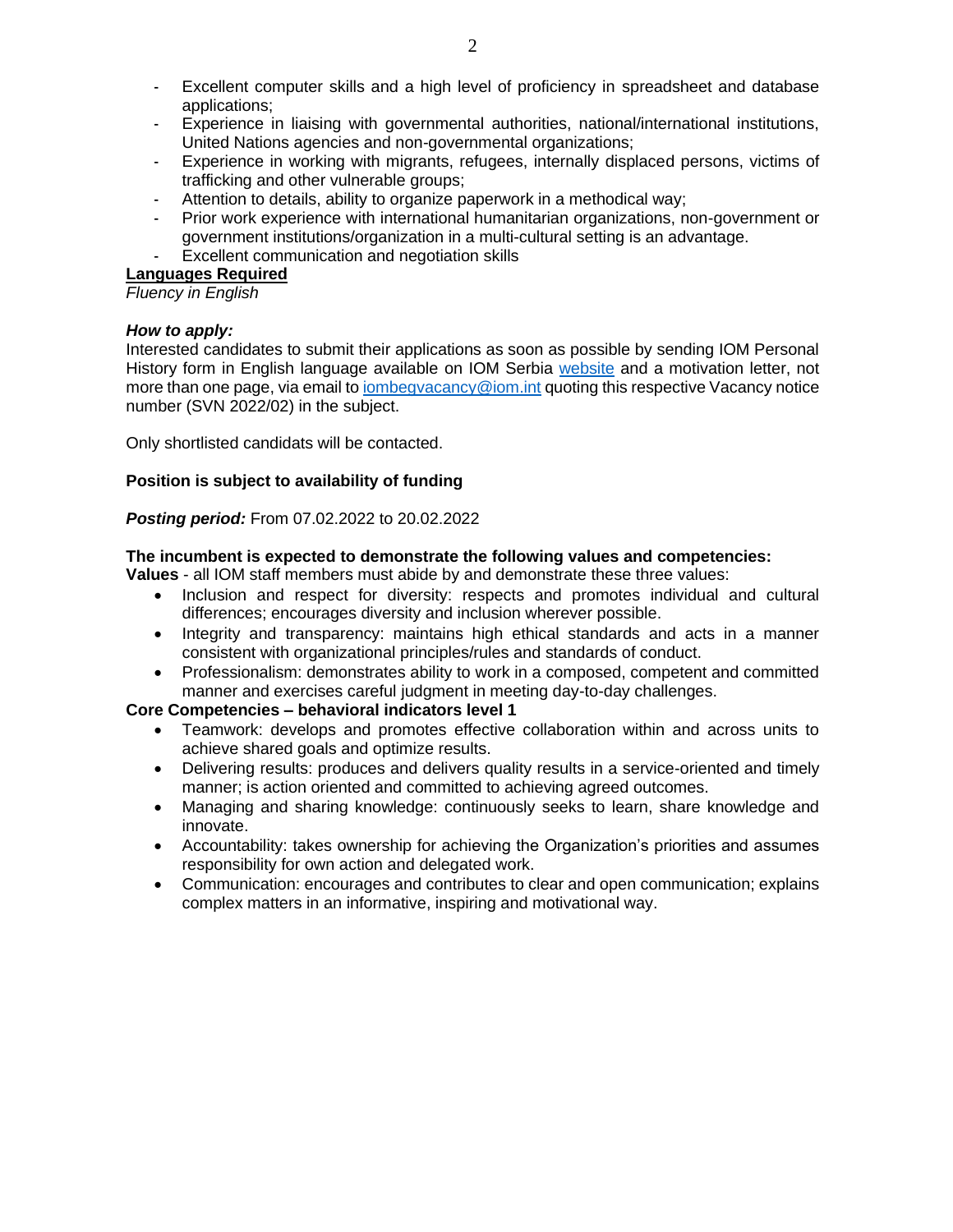- Excellent computer skills and a high level of proficiency in spreadsheet and database applications;
- Experience in liaising with governmental authorities, national/international institutions, United Nations agencies and non-governmental organizations;
- Experience in working with migrants, refugees, internally displaced persons, victims of trafficking and other vulnerable groups;
- Attention to details, ability to organize paperwork in a methodical way;
- Prior work experience with international humanitarian organizations, non-government or government institutions/organization in a multi-cultural setting is an advantage.
- Excellent communication and negotiation skills

**Languages Required**

*Fluency in English*

***How to apply:***

Interested candidates to submit their applications as soon as possible by sending IOM Personal History form in English language available on IOM Serbia website and a motivation letter, not more than one page, via email to iombegvacancy@iom.int quoting this respective Vacancy notice number (SVN 2022/02) in the subject.

Only shortlisted candidats will be contacted.

**Position is subject to availability of funding**

***Posting period:*** From 07.02.2022 to 20.02.2022

**The incumbent is expected to demonstrate the following values and competencies:**

**Values** - all IOM staff members must abide by and demonstrate these three values:

- Inclusion and respect for diversity: respects and promotes individual and cultural differences; encourages diversity and inclusion wherever possible.
- Integrity and transparency: maintains high ethical standards and acts in a manner consistent with organizational principles/rules and standards of conduct.
- Professionalism: demonstrates ability to work in a composed, competent and committed manner and exercises careful judgment in meeting day-to-day challenges.

**Core Competencies – behavioral indicators level 1**

- Teamwork: develops and promotes effective collaboration within and across units to achieve shared goals and optimize results.
- Delivering results: produces and delivers quality results in a service-oriented and timely manner; is action oriented and committed to achieving agreed outcomes.
- Managing and sharing knowledge: continuously seeks to learn, share knowledge and innovate.
- Accountability: takes ownership for achieving the Organization's priorities and assumes responsibility for own action and delegated work.
- Communication: encourages and contributes to clear and open communication; explains complex matters in an informative, inspiring and motivational way.